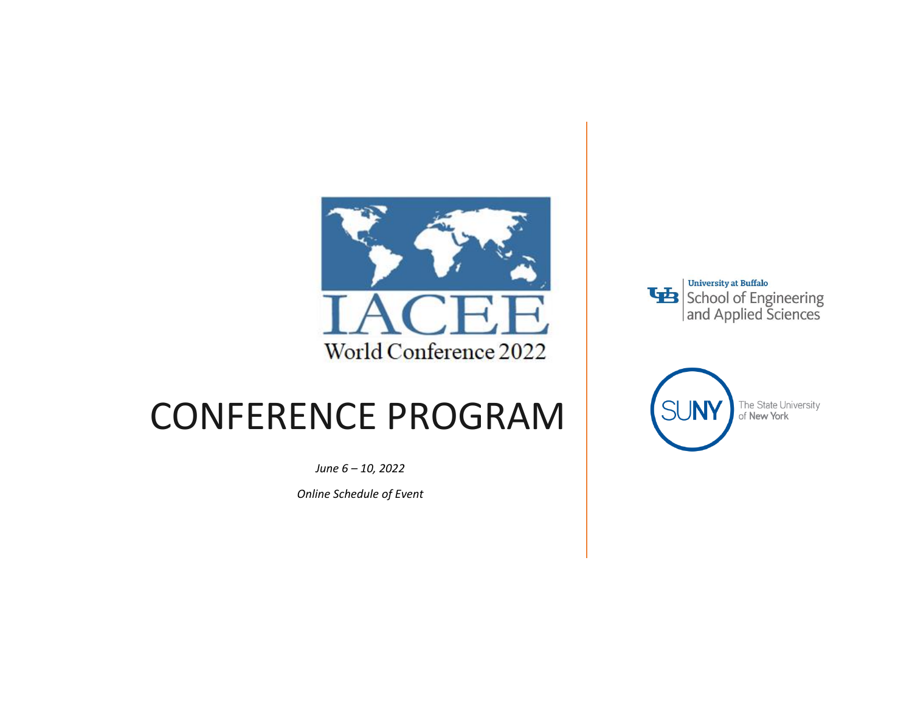IACEE

World Conference 2022

# CONFERENCE PROGRAM

*June 6 – 10, 2022*

*Online Schedule of Event*

University at Buffalo
School of Engineering and Applied Sciences

SUNY
The State University of New York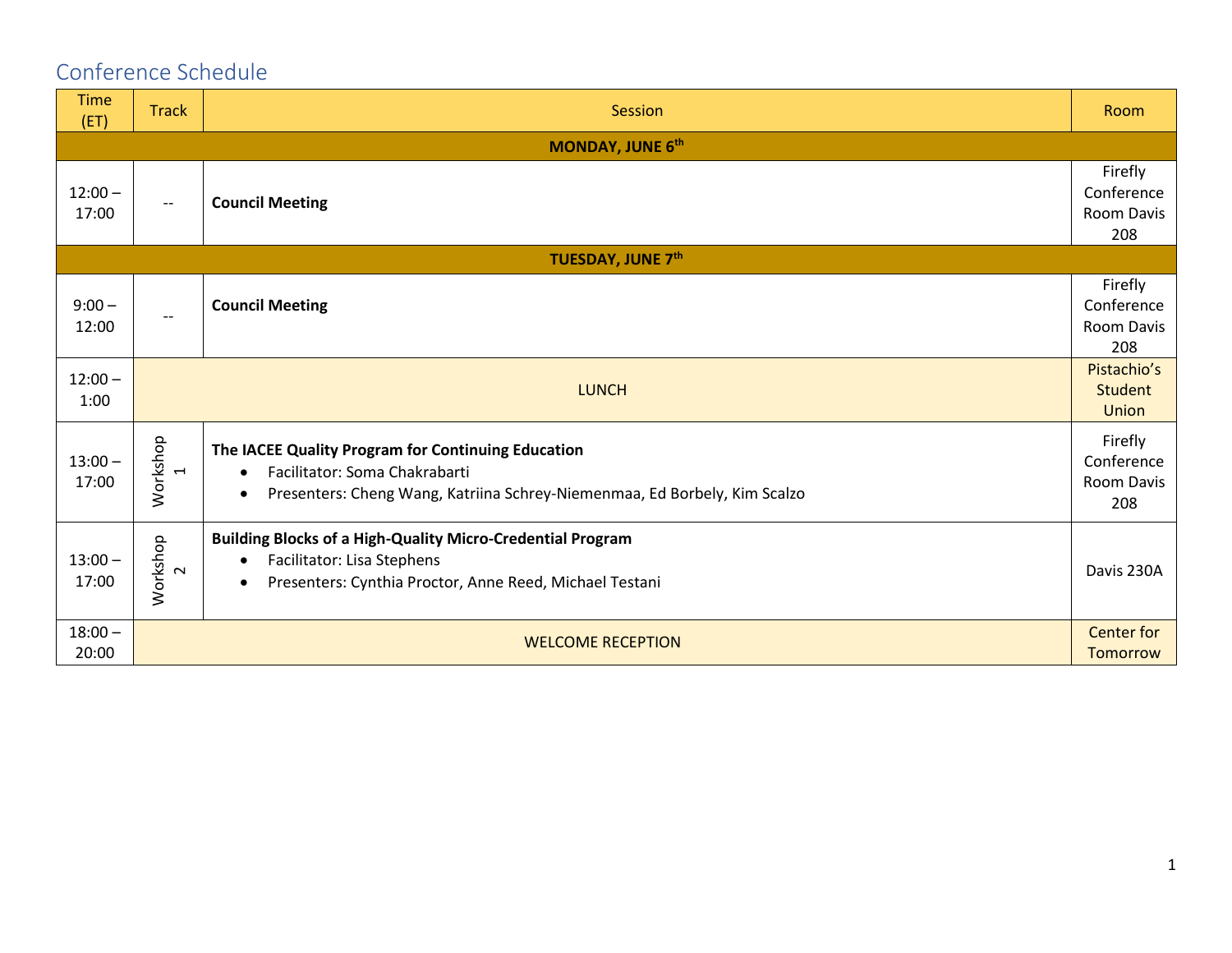## Conference Schedule

| Time (ET) | Track | Session | Room |
|---|---|---|---|
| **MONDAY, JUNE 6th** | | | |
| 12:00 – 17:00 | -- | **Council Meeting** | Firefly Conference Room Davis 208 |
| **TUESDAY, JUNE 7th** | | | |
| 9:00 – 12:00 | -- | **Council Meeting** | Firefly Conference Room Davis 208 |
| 12:00 – 1:00 | | LUNCH | Pistachio's Student Union |
| 13:00 – 17:00 | Workshop 1 | **The IACEE Quality Program for Continuing Education**<br>• Facilitator: Soma Chakrabarti<br>• Presenters: Cheng Wang, Katriina Schrey-Niemenmaa, Ed Borbely, Kim Scalzo | Firefly Conference Room Davis 208 |
| 13:00 – 17:00 | Workshop 2 | **Building Blocks of a High-Quality Micro-Credential Program**<br>• Facilitator: Lisa Stephens<br>• Presenters: Cynthia Proctor, Anne Reed, Michael Testani | Davis 230A |
| 18:00 – 20:00 | | WELCOME RECEPTION | Center for Tomorrow |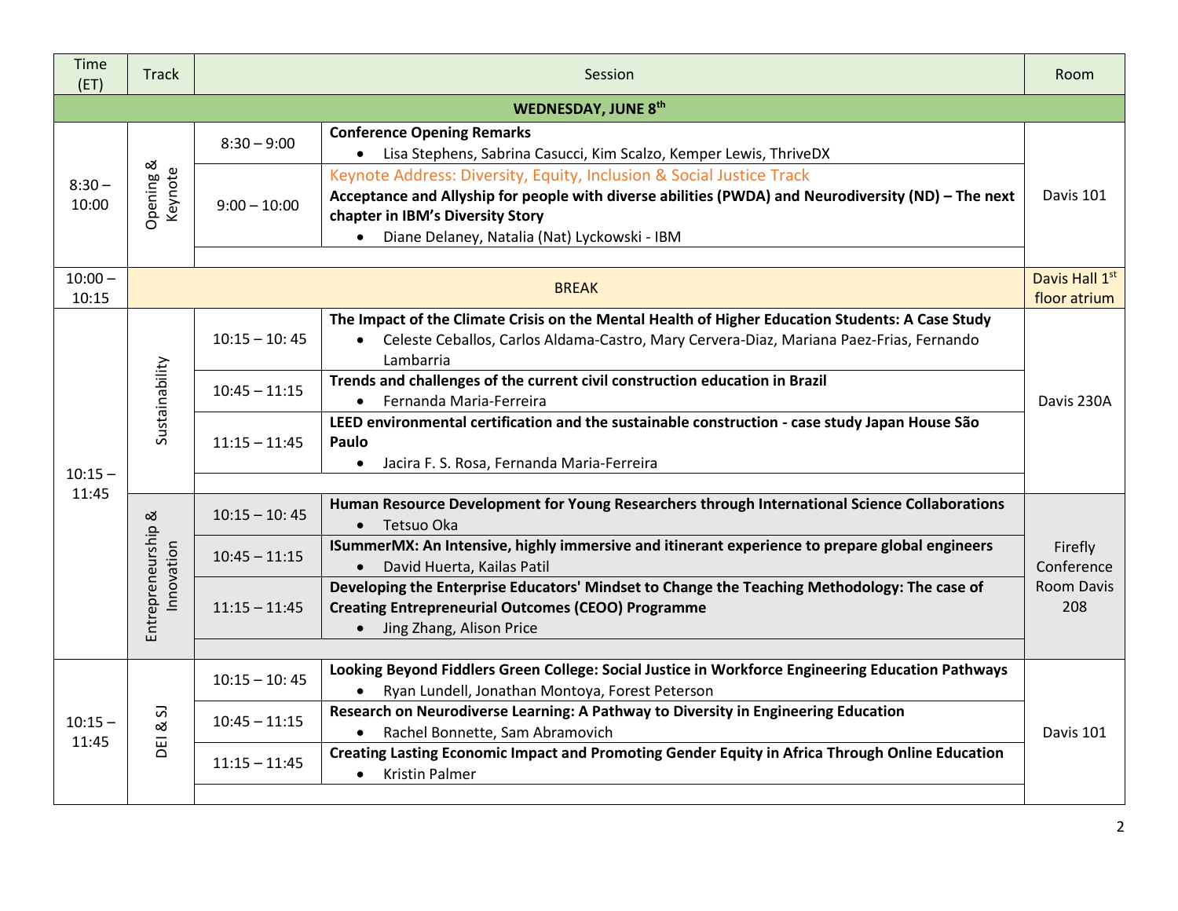| Time (ET) | Track | | Session | Room |
|---|---|---|---|---|
| **WEDNESDAY, JUNE 8th** | | | | |
| 8:30 – 10:00 | Opening & Keynote | 8:30 – 9:00 | **Conference Opening Remarks**<br>• Lisa Stephens, Sabrina Casucci, Kim Scalzo, Kemper Lewis, ThriveDX | Davis 101 |
| | | 9:00 – 10:00 | Keynote Address: Diversity, Equity, Inclusion & Social Justice Track<br>**Acceptance and Allyship for people with diverse abilities (PWDA) and Neurodiversity (ND) – The next chapter in IBM's Diversity Story**<br>• Diane Delaney, Natalia (Nat) Lyckowski - IBM | |
| 10:00 – 10:15 | BREAK | | | Davis Hall 1st floor atrium |
| 10:15 – 11:45 | Sustainability | 10:15 – 10: 45 | **The Impact of the Climate Crisis on the Mental Health of Higher Education Students: A Case Study**<br>• Celeste Ceballos, Carlos Aldama-Castro, Mary Cervera-Diaz, Mariana Paez-Frias, Fernando Lambarria | Davis 230A |
| | | 10:45 – 11:15 | **Trends and challenges of the current civil construction education in Brazil**<br>• Fernanda Maria-Ferreira | |
| | | 11:15 – 11:45 | **LEED environmental certification and the sustainable construction - case study Japan House São Paulo**<br>• Jacira F. S. Rosa, Fernanda Maria-Ferreira | |
| | Entrepreneurship & Innovation | 10:15 – 10: 45 | **Human Resource Development for Young Researchers through International Science Collaborations**<br>• Tetsuo Oka | Firefly Conference Room Davis 208 |
| | | 10:45 – 11:15 | **ISummerMX: An Intensive, highly immersive and itinerant experience to prepare global engineers**<br>• David Huerta, Kailas Patil | |
| | | 11:15 – 11:45 | **Developing the Enterprise Educators' Mindset to Change the Teaching Methodology: The case of Creating Entrepreneurial Outcomes (CEOO) Programme**<br>• Jing Zhang, Alison Price | |
| 10:15 – 11:45 | DEI & SJ | 10:15 – 10: 45 | **Looking Beyond Fiddlers Green College: Social Justice in Workforce Engineering Education Pathways**<br>• Ryan Lundell, Jonathan Montoya, Forest Peterson | Davis 101 |
| | | 10:45 – 11:15 | **Research on Neurodiverse Learning: A Pathway to Diversity in Engineering Education**<br>• Rachel Bonnette, Sam Abramovich | |
| | | 11:15 – 11:45 | **Creating Lasting Economic Impact and Promoting Gender Equity in Africa Through Online Education**<br>• Kristin Palmer | |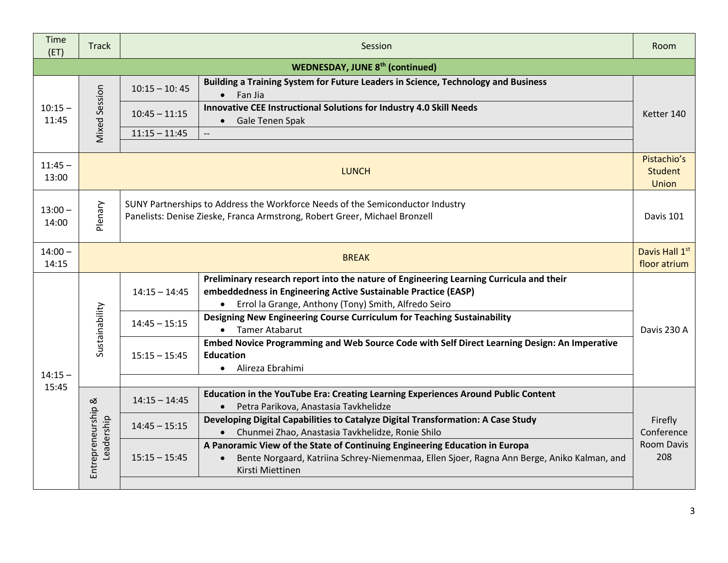| Time (ET) | Track | | Session | Room |
|---|---|---|---|---|
| **WEDNESDAY, JUNE 8th (continued)** | | | | |
| 10:15 – 11:45 | Mixed Session | 10:15 – 10: 45 | **Building a Training System for Future Leaders in Science, Technology and Business**<br>• Fan Jia | Ketter 140 |
| | | 10:45 – 11:15 | **Innovative CEE Instructional Solutions for Industry 4.0 Skill Needs**<br>• Gale Tenen Spak | |
| | | 11:15 – 11:45 | -- | |
| 11:45 – 13:00 | LUNCH | | | Pistachio's Student Union |
| 13:00 – 14:00 | Plenary | | SUNY Partnerships to Address the Workforce Needs of the Semiconductor Industry<br>Panelists: Denise Zieske, Franca Armstrong, Robert Greer, Michael Bronzell | Davis 101 |
| 14:00 – 14:15 | BREAK | | | Davis Hall 1st floor atrium |
| 14:15 – 15:45 | Sustainability | 14:15 – 14:45 | **Preliminary research report into the nature of Engineering Learning Curricula and their embeddedness in Engineering Active Sustainable Practice (EASP)**<br>• Errol la Grange, Anthony (Tony) Smith, Alfredo Seiro | Davis 230 A |
| | | 14:45 – 15:15 | **Designing New Engineering Course Curriculum for Teaching Sustainability**<br>• Tamer Atabarut | |
| | | 15:15 – 15:45 | **Embed Novice Programming and Web Source Code with Self Direct Learning Design: An Imperative Education**<br>• Alireza Ebrahimi | |
| | Entrepreneurship & Leadership | 14:15 – 14:45 | **Education in the YouTube Era: Creating Learning Experiences Around Public Content**<br>• Petra Parikova, Anastasia Tavkhelidze | Firefly Conference Room Davis 208 |
| | | 14:45 – 15:15 | **Developing Digital Capabilities to Catalyze Digital Transformation: A Case Study**<br>• Chunmei Zhao, Anastasia Tavkhelidze, Ronie Shilo | |
| | | 15:15 – 15:45 | **A Panoramic View of the State of Continuing Engineering Education in Europa**<br>• Bente Norgaard, Katriina Schrey-Niemenmaa, Ellen Sjoer, Ragna Ann Berge, Aniko Kalman, and Kirsti Miettinen | |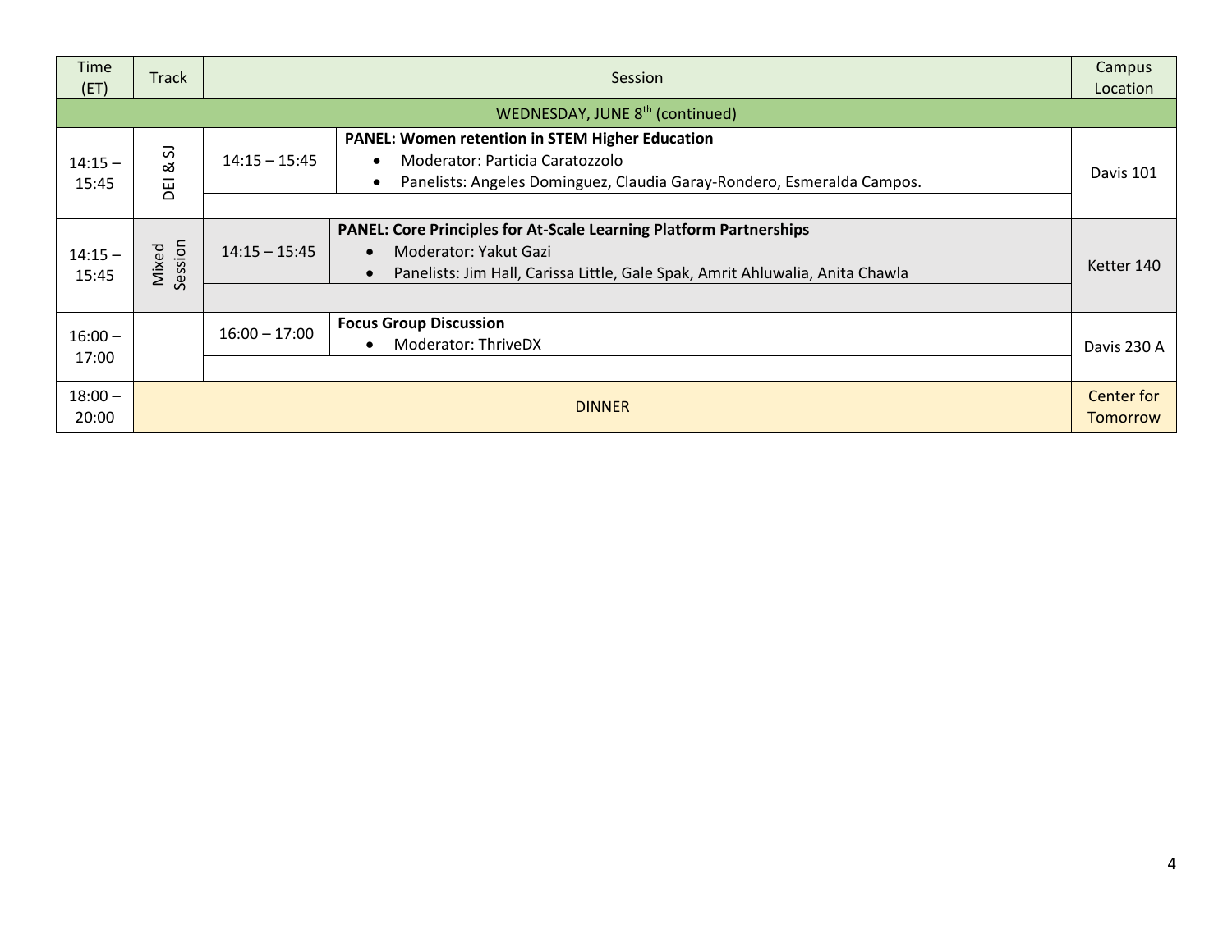| Time (ET) | Track | Session | | Campus Location |
|---|---|---|---|---|
| WEDNESDAY, JUNE 8th (continued) | | | | |
| 14:15 – 15:45 | DEI & SJ | 14:15 – 15:45 | **PANEL: Women retention in STEM Higher Education**<br>• Moderator: Particia Caratozzolo<br>• Panelists: Angeles Dominguez, Claudia Garay-Rondero, Esmeralda Campos. | Davis 101 |
| 14:15 – 15:45 | Mixed Session | 14:15 – 15:45 | **PANEL: Core Principles for At-Scale Learning Platform Partnerships**<br>• Moderator: Yakut Gazi<br>• Panelists: Jim Hall, Carissa Little, Gale Spak, Amrit Ahluwalia, Anita Chawla | Ketter 140 |
| 16:00 – 17:00 | | 16:00 – 17:00 | **Focus Group Discussion**<br>• Moderator: ThriveDX | Davis 230 A |
| 18:00 – 20:00 | DINNER | | | Center for Tomorrow |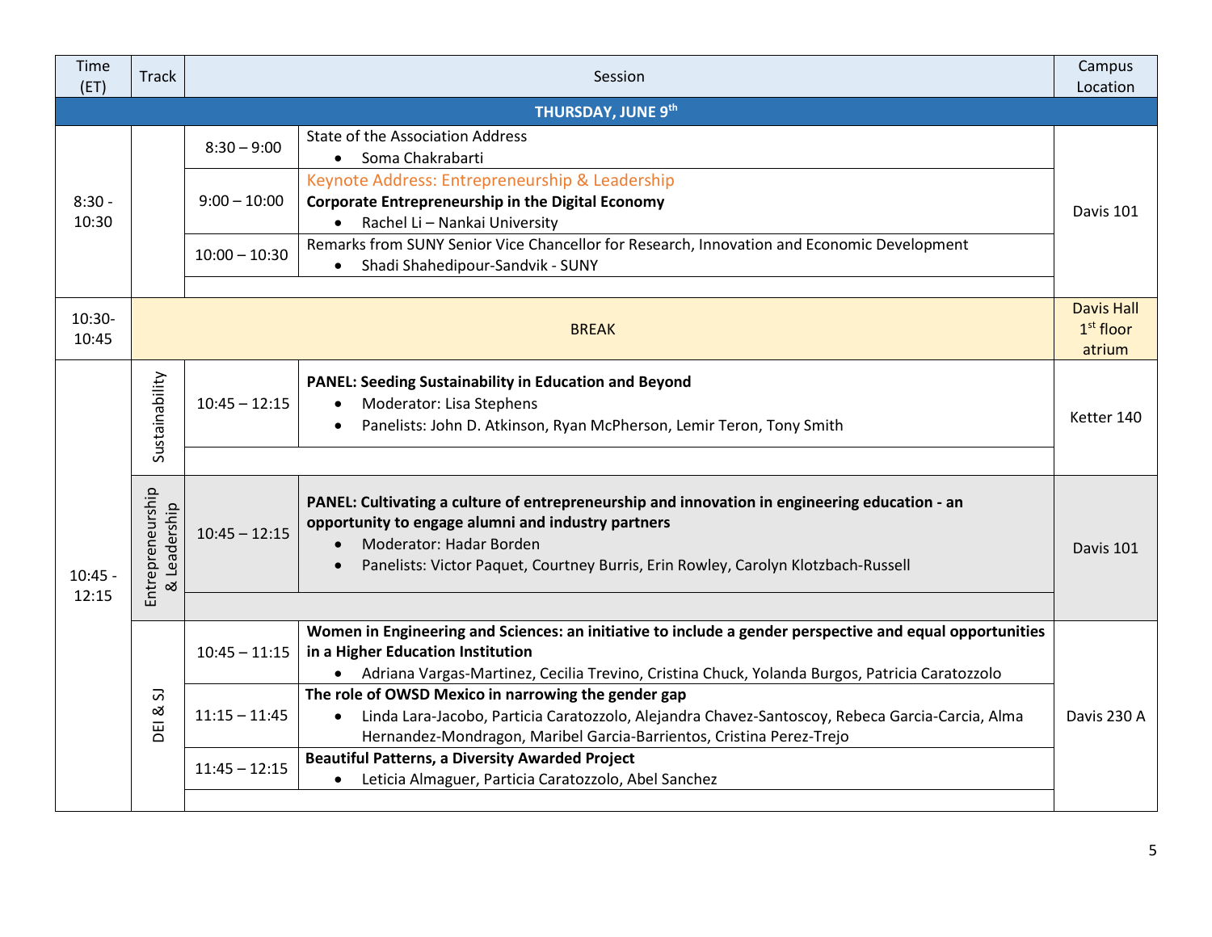| Time (ET) | Track | | Session | Campus Location |
|---|---|---|---|---|
| **THURSDAY, JUNE 9th** | | | | |
| 8:30 - 10:30 | | 8:30 – 9:00 | State of the Association Address<br>• Soma Chakrabarti | Davis 101 |
| | | 9:00 – 10:00 | Keynote Address: Entrepreneurship & Leadership<br>**Corporate Entrepreneurship in the Digital Economy**<br>• Rachel Li – Nankai University | |
| | | 10:00 – 10:30 | Remarks from SUNY Senior Vice Chancellor for Research, Innovation and Economic Development<br>• Shadi Shahedipour-Sandvik - SUNY | |
| 10:30-10:45 | BREAK | | | Davis Hall 1st floor atrium |
| 10:45 - 12:15 | Sustainability | 10:45 – 12:15 | **PANEL: Seeding Sustainability in Education and Beyond**<br>• Moderator: Lisa Stephens<br>• Panelists: John D. Atkinson, Ryan McPherson, Lemir Teron, Tony Smith | Ketter 140 |
| | Entrepreneurship & Leadership | 10:45 – 12:15 | **PANEL: Cultivating a culture of entrepreneurship and innovation in engineering education - an opportunity to engage alumni and industry partners**<br>• Moderator: Hadar Borden<br>• Panelists: Victor Paquet, Courtney Burris, Erin Rowley, Carolyn Klotzbach-Russell | Davis 101 |
| | DEI & SJ | 10:45 – 11:15 | **Women in Engineering and Sciences: an initiative to include a gender perspective and equal opportunities in a Higher Education Institution**<br>• Adriana Vargas-Martinez, Cecilia Trevino, Cristina Chuck, Yolanda Burgos, Patricia Caratozzolo | Davis 230 A |
| | | 11:15 – 11:45 | **The role of OWSD Mexico in narrowing the gender gap**<br>• Linda Lara-Jacobo, Particia Caratozzolo, Alejandra Chavez-Santoscoy, Rebeca Garcia-Carcia, Alma Hernandez-Mondragon, Maribel Garcia-Barrientos, Cristina Perez-Trejo | |
| | | 11:45 – 12:15 | **Beautiful Patterns, a Diversity Awarded Project**<br>• Leticia Almaguer, Particia Caratozzolo, Abel Sanchez | |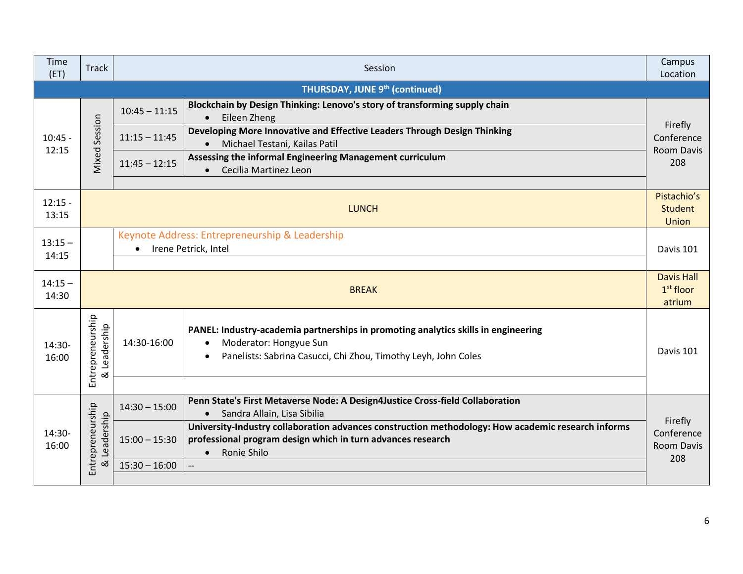| Time (ET) | Track | | Session | Campus Location |
|---|---|---|---|---|
| **THURSDAY, JUNE 9th (continued)** | | | | |
| 10:45 - 12:15 | Mixed Session | 10:45 – 11:15 | **Blockchain by Design Thinking: Lenovo's story of transforming supply chain**<br>• Eileen Zheng | Firefly Conference Room Davis 208 |
| | | 11:15 – 11:45 | **Developing More Innovative and Effective Leaders Through Design Thinking**<br>• Michael Testani, Kailas Patil | |
| | | 11:45 – 12:15 | **Assessing the informal Engineering Management curriculum**<br>• Cecilia Martinez Leon | |
| 12:15 - 13:15 | LUNCH | | | Pistachio's Student Union |
| 13:15 – 14:15 | | | Keynote Address: Entrepreneurship & Leadership<br>• Irene Petrick, Intel | Davis 101 |
| 14:15 – 14:30 | BREAK | | | Davis Hall 1st floor atrium |
| 14:30-16:00 | Entrepreneurship & Leadership | 14:30-16:00 | **PANEL: Industry-academia partnerships in promoting analytics skills in engineering**<br>• Moderator: Hongyue Sun<br>• Panelists: Sabrina Casucci, Chi Zhou, Timothy Leyh, John Coles | Davis 101 |
| 14:30-16:00 | Entrepreneurship & Leadership | 14:30 – 15:00 | **Penn State's First Metaverse Node: A Design4Justice Cross-field Collaboration**<br>• Sandra Allain, Lisa Sibilia | Firefly Conference Room Davis 208 |
| | | 15:00 – 15:30 | **University-Industry collaboration advances construction methodology: How academic research informs professional program design which in turn advances research**<br>• Ronie Shilo | |
| | | 15:30 – 16:00 | -- | |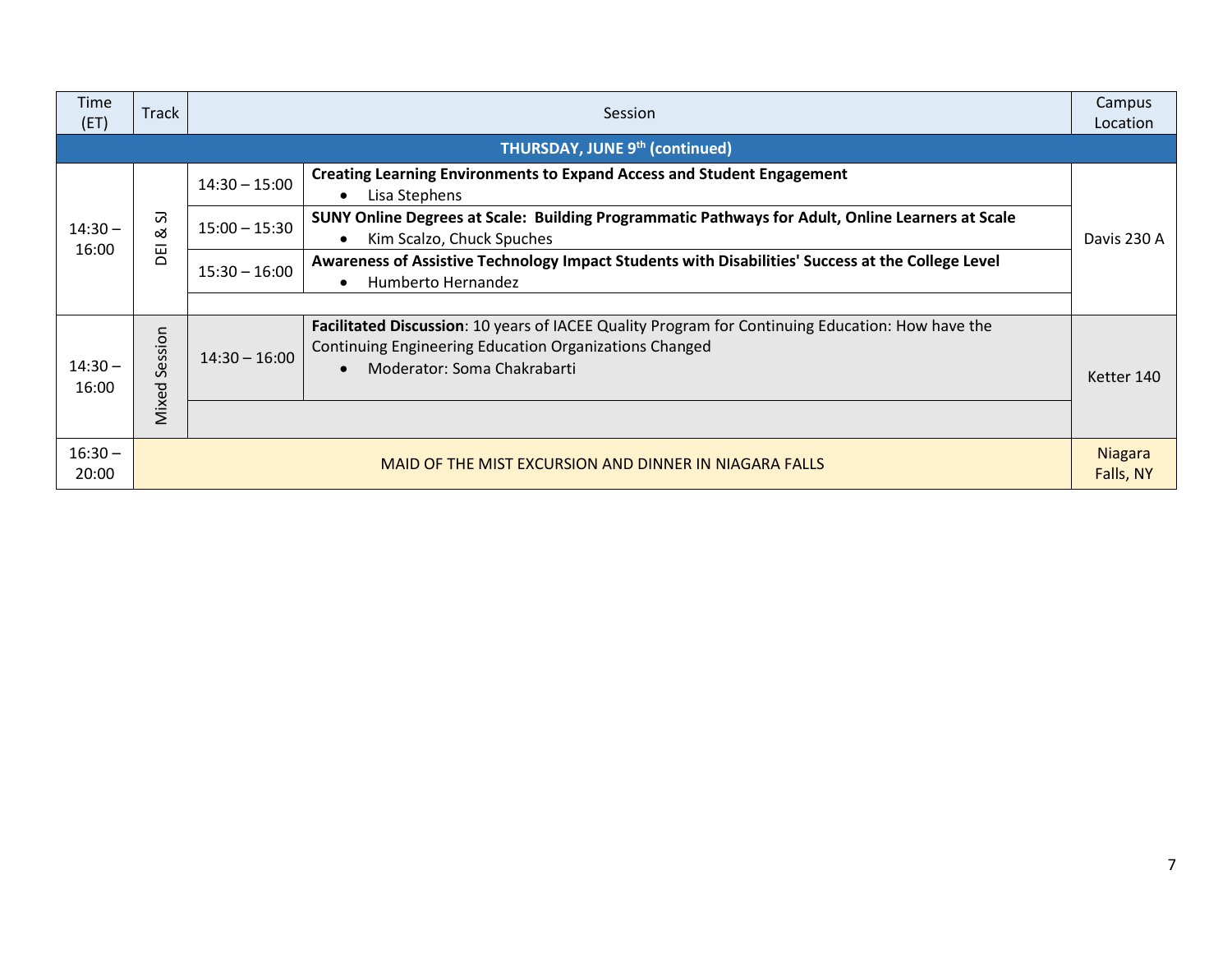| Time (ET) | Track | | Session | Campus Location |
|---|---|---|---|---|
| **THURSDAY, JUNE 9th (continued)** | | | | |
| 14:30 – 16:00 | DEI & SJ | 14:30 – 15:00 | **Creating Learning Environments to Expand Access and Student Engagement**<br>• Lisa Stephens | Davis 230 A |
| | | 15:00 – 15:30 | **SUNY Online Degrees at Scale: Building Programmatic Pathways for Adult, Online Learners at Scale**<br>• Kim Scalzo, Chuck Spuches | |
| | | 15:30 – 16:00 | **Awareness of Assistive Technology Impact Students with Disabilities' Success at the College Level**<br>• Humberto Hernandez | |
| 14:30 – 16:00 | Mixed Session | 14:30 – 16:00 | **Facilitated Discussion**: 10 years of IACEE Quality Program for Continuing Education: How have the Continuing Engineering Education Organizations Changed<br>• Moderator: Soma Chakrabarti | Ketter 140 |
| 16:30 – 20:00 | MAID OF THE MIST EXCURSION AND DINNER IN NIAGARA FALLS | | | Niagara Falls, NY |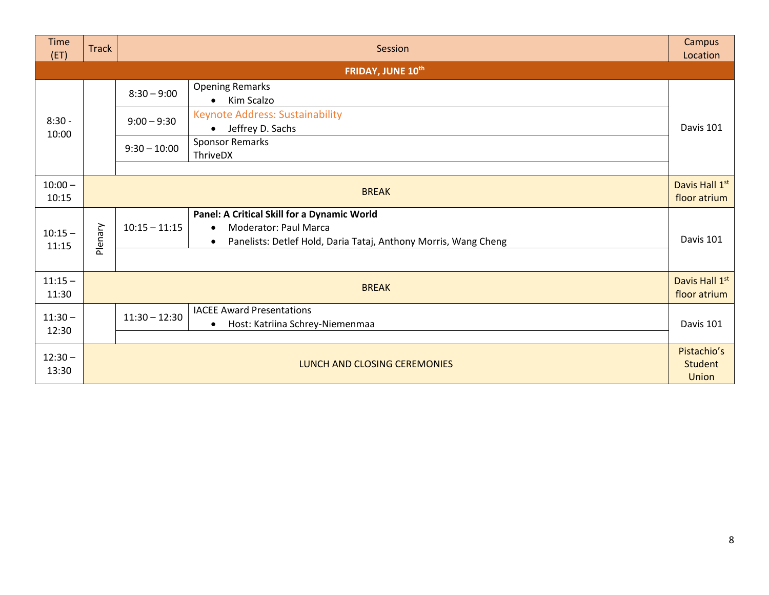| Time (ET) | Track | | Session | Campus Location |
|---|---|---|---|---|
| **FRIDAY, JUNE 10th** | | | | |
| 8:30 - 10:00 | | 8:30 – 9:00 | Opening Remarks<br>• Kim Scalzo | Davis 101 |
| | | 9:00 – 9:30 | Keynote Address: Sustainability<br>• Jeffrey D. Sachs | |
| | | 9:30 – 10:00 | Sponsor Remarks<br>ThriveDX | |
| 10:00 – 10:15 | BREAK | | | Davis Hall 1st floor atrium |
| 10:15 – 11:15 | Plenary | 10:15 – 11:15 | **Panel: A Critical Skill for a Dynamic World**<br>• Moderator: Paul Marca<br>• Panelists: Detlef Hold, Daria Tataj, Anthony Morris, Wang Cheng | Davis 101 |
| 11:15 – 11:30 | BREAK | | | Davis Hall 1st floor atrium |
| 11:30 – 12:30 | | 11:30 – 12:30 | IACEE Award Presentations<br>• Host: Katriina Schrey-Niemenmaa | Davis 101 |
| 12:30 – 13:30 | LUNCH AND CLOSING CEREMONIES | | | Pistachio's Student Union |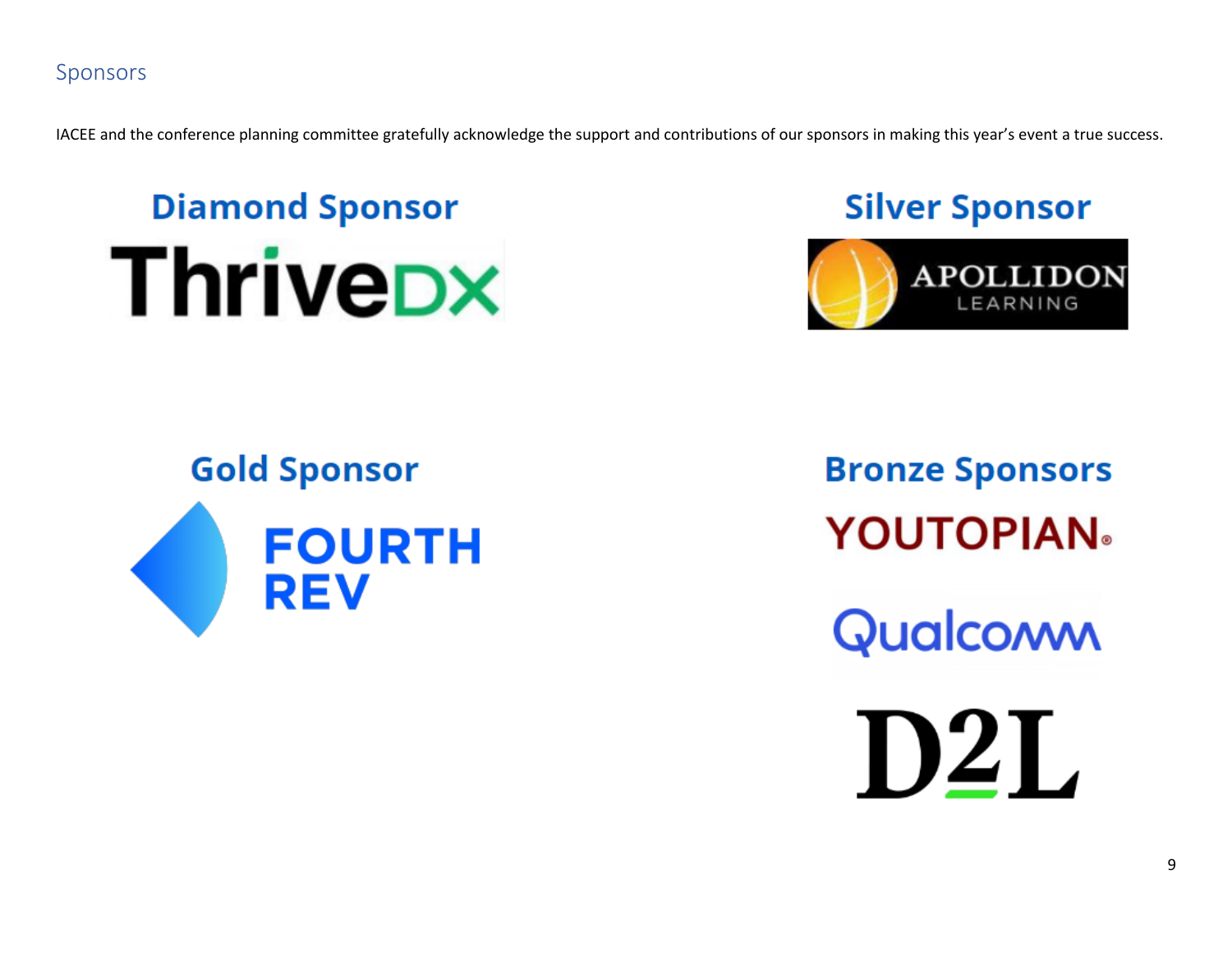## Sponsors

IACEE and the conference planning committee gratefully acknowledge the support and contributions of our sponsors in making this year's event a true success.

### Diamond Sponsor

ThriveDX

### Silver Sponsor

APOLLIDON LEARNING

### Gold Sponsor

FOURTH REV

### Bronze Sponsors

YOUTOPIAN

Qualcomm

D2L